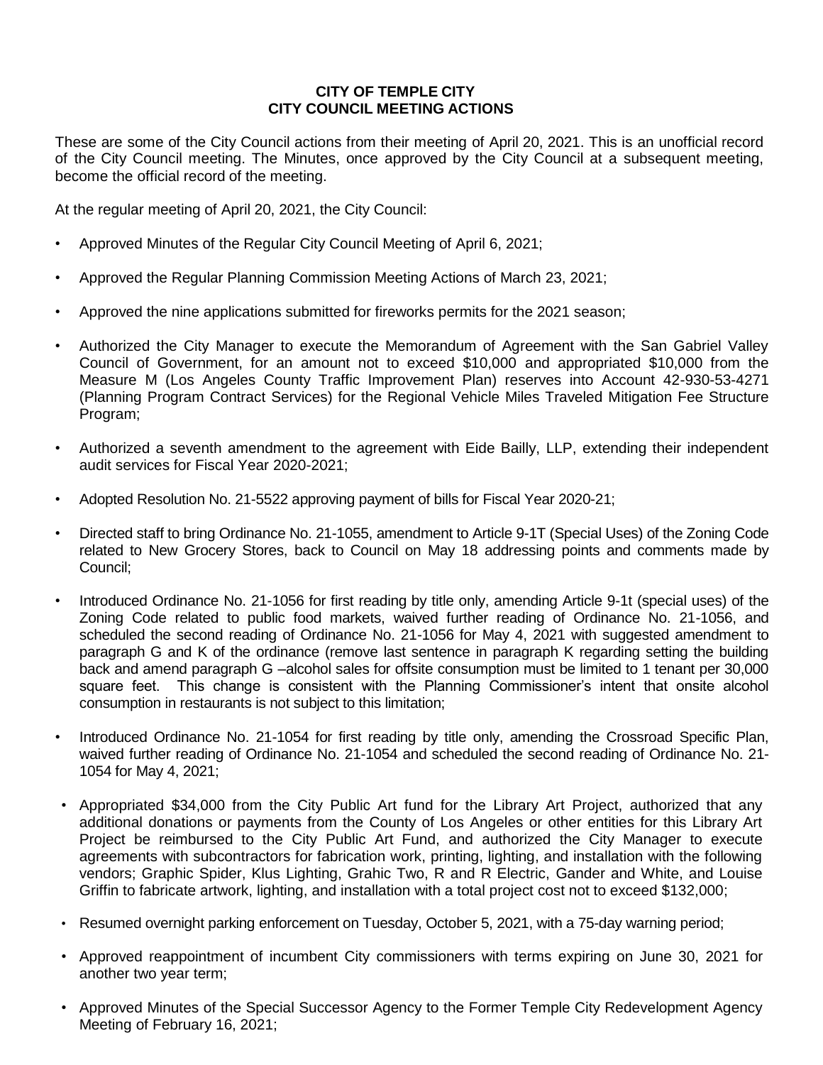**CITY OF TEMPLE CITY**
**CITY COUNCIL MEETING ACTIONS**

These are some of the City Council actions from their meeting of April 20, 2021. This is an unofficial record of the City Council meeting. The Minutes, once approved by the City Council at a subsequent meeting, become the official record of the meeting.

At the regular meeting of April 20, 2021, the City Council:

- Approved Minutes of the Regular City Council Meeting of April 6, 2021;
- Approved the Regular Planning Commission Meeting Actions of March 23, 2021;
- Approved the nine applications submitted for fireworks permits for the 2021 season;
- Authorized the City Manager to execute the Memorandum of Agreement with the San Gabriel Valley Council of Government, for an amount not to exceed $10,000 and appropriated $10,000 from the Measure M (Los Angeles County Traffic Improvement Plan) reserves into Account 42-930-53-4271 (Planning Program Contract Services) for the Regional Vehicle Miles Traveled Mitigation Fee Structure Program;
- Authorized a seventh amendment to the agreement with Eide Bailly, LLP, extending their independent audit services for Fiscal Year 2020-2021;
- Adopted Resolution No. 21-5522 approving payment of bills for Fiscal Year 2020-21;
- Directed staff to bring Ordinance No. 21-1055, amendment to Article 9-1T (Special Uses) of the Zoning Code related to New Grocery Stores, back to Council on May 18 addressing points and comments made by Council;
- Introduced Ordinance No. 21-1056 for first reading by title only, amending Article 9-1t (special uses) of the Zoning Code related to public food markets, waived further reading of Ordinance No. 21-1056, and scheduled the second reading of Ordinance No. 21-1056 for May 4, 2021 with suggested amendment to paragraph G and K of the ordinance (remove last sentence in paragraph K regarding setting the building back and amend paragraph G –alcohol sales for offsite consumption must be limited to 1 tenant per 30,000 square feet. This change is consistent with the Planning Commissioner's intent that onsite alcohol consumption in restaurants is not subject to this limitation;
- Introduced Ordinance No. 21-1054 for first reading by title only, amending the Crossroad Specific Plan, waived further reading of Ordinance No. 21-1054 and scheduled the second reading of Ordinance No. 21-1054 for May 4, 2021;
- Appropriated $34,000 from the City Public Art fund for the Library Art Project, authorized that any additional donations or payments from the County of Los Angeles or other entities for this Library Art Project be reimbursed to the City Public Art Fund, and authorized the City Manager to execute agreements with subcontractors for fabrication work, printing, lighting, and installation with the following vendors; Graphic Spider, Klus Lighting, Grahic Two, R and R Electric, Gander and White, and Louise Griffin to fabricate artwork, lighting, and installation with a total project cost not to exceed $132,000;
- Resumed overnight parking enforcement on Tuesday, October 5, 2021, with a 75-day warning period;
- Approved reappointment of incumbent City commissioners with terms expiring on June 30, 2021 for another two year term;
- Approved Minutes of the Special Successor Agency to the Former Temple City Redevelopment Agency Meeting of February 16, 2021;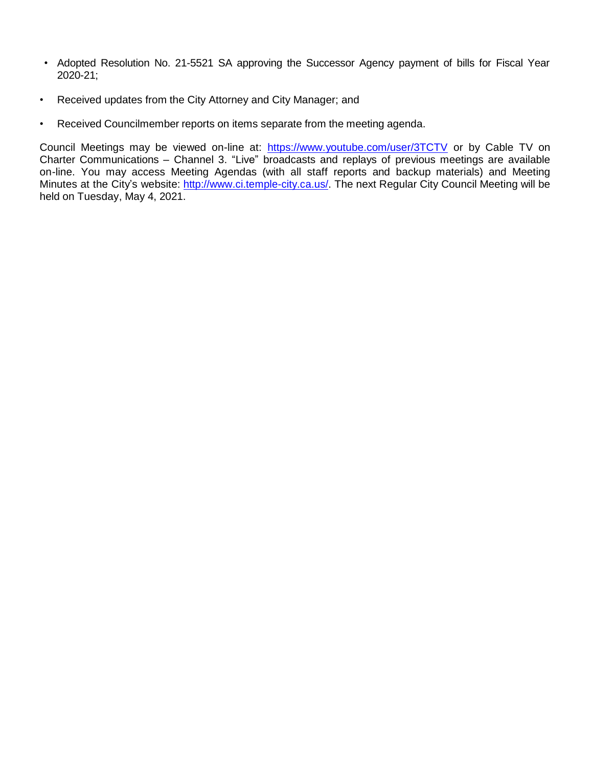- Adopted Resolution No. 21-5521 SA approving the Successor Agency payment of bills for Fiscal Year 2020-21;
- Received updates from the City Attorney and City Manager; and
- Received Councilmember reports on items separate from the meeting agenda.

Council Meetings may be viewed on-line at: [https://www.youtube.com/user/3TCTV](https://www.youtube.com/user/3TCTV) or by Cable TV on Charter Communications – Channel 3. "Live" broadcasts and replays of previous meetings are available on-line. You may access Meeting Agendas (with all staff reports and backup materials) and Meeting Minutes at the City's website: [http://www.ci.temple-city.ca.us/](http://www.ci.temple-city.ca.us/). The next Regular City Council Meeting will be held on Tuesday, May 4, 2021.